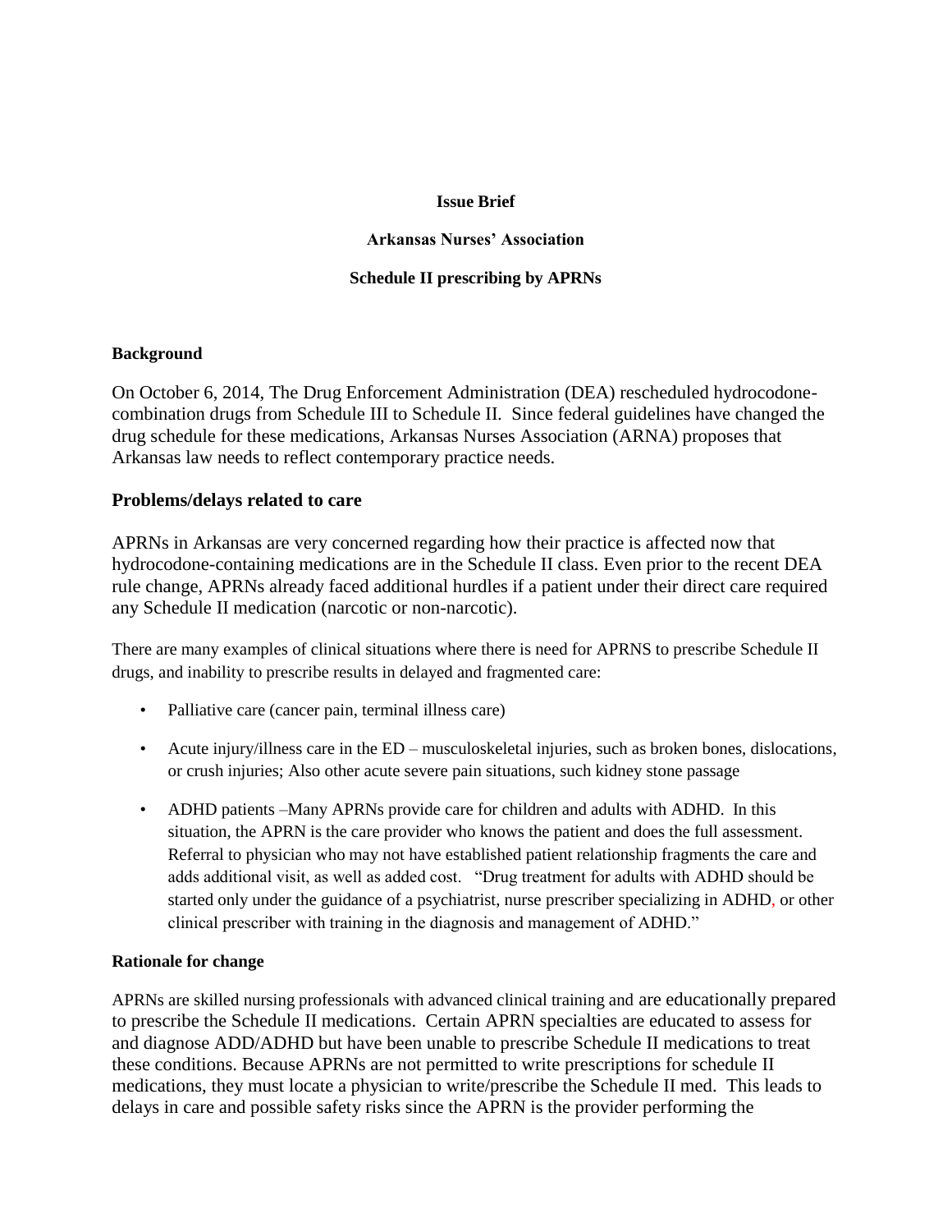**Issue Brief**

**Arkansas Nurses' Association**

**Schedule II prescribing by APRNs**

**Background**

On October 6, 2014, The Drug Enforcement Administration (DEA) rescheduled hydrocodone-combination drugs from Schedule III to Schedule II. Since federal guidelines have changed the drug schedule for these medications, Arkansas Nurses Association (ARNA) proposes that Arkansas law needs to reflect contemporary practice needs.

**Problems/delays related to care**

APRNs in Arkansas are very concerned regarding how their practice is affected now that hydrocodone-containing medications are in the Schedule II class. Even prior to the recent DEA rule change, APRNs already faced additional hurdles if a patient under their direct care required any Schedule II medication (narcotic or non-narcotic).

There are many examples of clinical situations where there is need for APRNS to prescribe Schedule II drugs, and inability to prescribe results in delayed and fragmented care:

- Palliative care (cancer pain, terminal illness care)
- Acute injury/illness care in the ED – musculoskeletal injuries, such as broken bones, dislocations, or crush injuries; Also other acute severe pain situations, such kidney stone passage
- ADHD patients –Many APRNs provide care for children and adults with ADHD. In this situation, the APRN is the care provider who knows the patient and does the full assessment. Referral to physician who may not have established patient relationship fragments the care and adds additional visit, as well as added cost. "Drug treatment for adults with ADHD should be started only under the guidance of a psychiatrist, nurse prescriber specializing in ADHD, or other clinical prescriber with training in the diagnosis and management of ADHD."

**Rationale for change**

APRNs are skilled nursing professionals with advanced clinical training and are educationally prepared to prescribe the Schedule II medications. Certain APRN specialties are educated to assess for and diagnose ADD/ADHD but have been unable to prescribe Schedule II medications to treat these conditions. Because APRNs are not permitted to write prescriptions for schedule II medications, they must locate a physician to write/prescribe the Schedule II med. This leads to delays in care and possible safety risks since the APRN is the provider performing the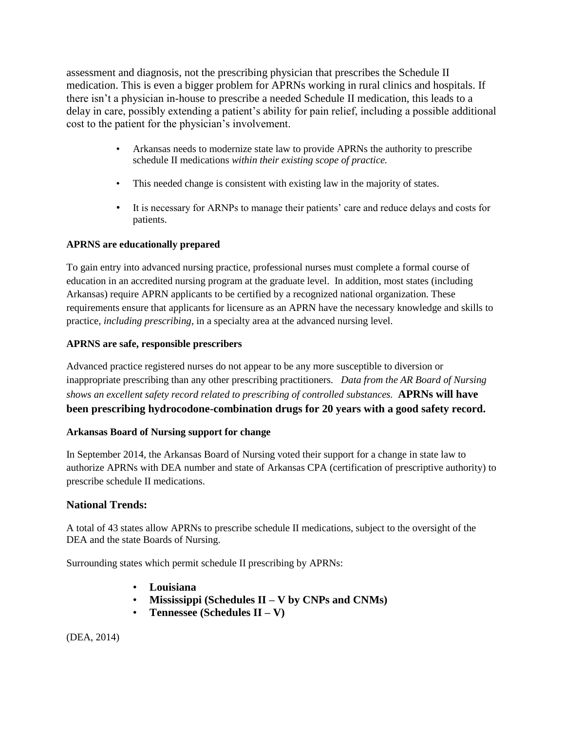assessment and diagnosis, not the prescribing physician that prescribes the Schedule II medication. This is even a bigger problem for APRNs working in rural clinics and hospitals. If there isn't a physician in-house to prescribe a needed Schedule II medication, this leads to a delay in care, possibly extending a patient's ability for pain relief, including a possible additional cost to the patient for the physician's involvement.

- Arkansas needs to modernize state law to provide APRNs the authority to prescribe schedule II medications *within their existing scope of practice.*
- This needed change is consistent with existing law in the majority of states.
- It is necessary for ARNPs to manage their patients' care and reduce delays and costs for patients.

**APRNS are educationally prepared**

To gain entry into advanced nursing practice, professional nurses must complete a formal course of education in an accredited nursing program at the graduate level. In addition, most states (including Arkansas) require APRN applicants to be certified by a recognized national organization. These requirements ensure that applicants for licensure as an APRN have the necessary knowledge and skills to practice, *including prescribing*, in a specialty area at the advanced nursing level.

**APRNS are safe, responsible prescribers**

Advanced practice registered nurses do not appear to be any more susceptible to diversion or inappropriate prescribing than any other prescribing practitioners. *Data from the AR Board of Nursing shows an excellent safety record related to prescribing of controlled substances.* **APRNs will have been prescribing hydrocodone-combination drugs for 20 years with a good safety record.**

**Arkansas Board of Nursing support for change**

In September 2014, the Arkansas Board of Nursing voted their support for a change in state law to authorize APRNs with DEA number and state of Arkansas CPA (certification of prescriptive authority) to prescribe schedule II medications.

## National Trends:

A total of 43 states allow APRNs to prescribe schedule II medications, subject to the oversight of the DEA and the state Boards of Nursing.

Surrounding states which permit schedule II prescribing by APRNs:

- **Louisiana**
- **Mississippi (Schedules II – V by CNPs and CNMs)**
- **Tennessee (Schedules II – V)**

(DEA, 2014)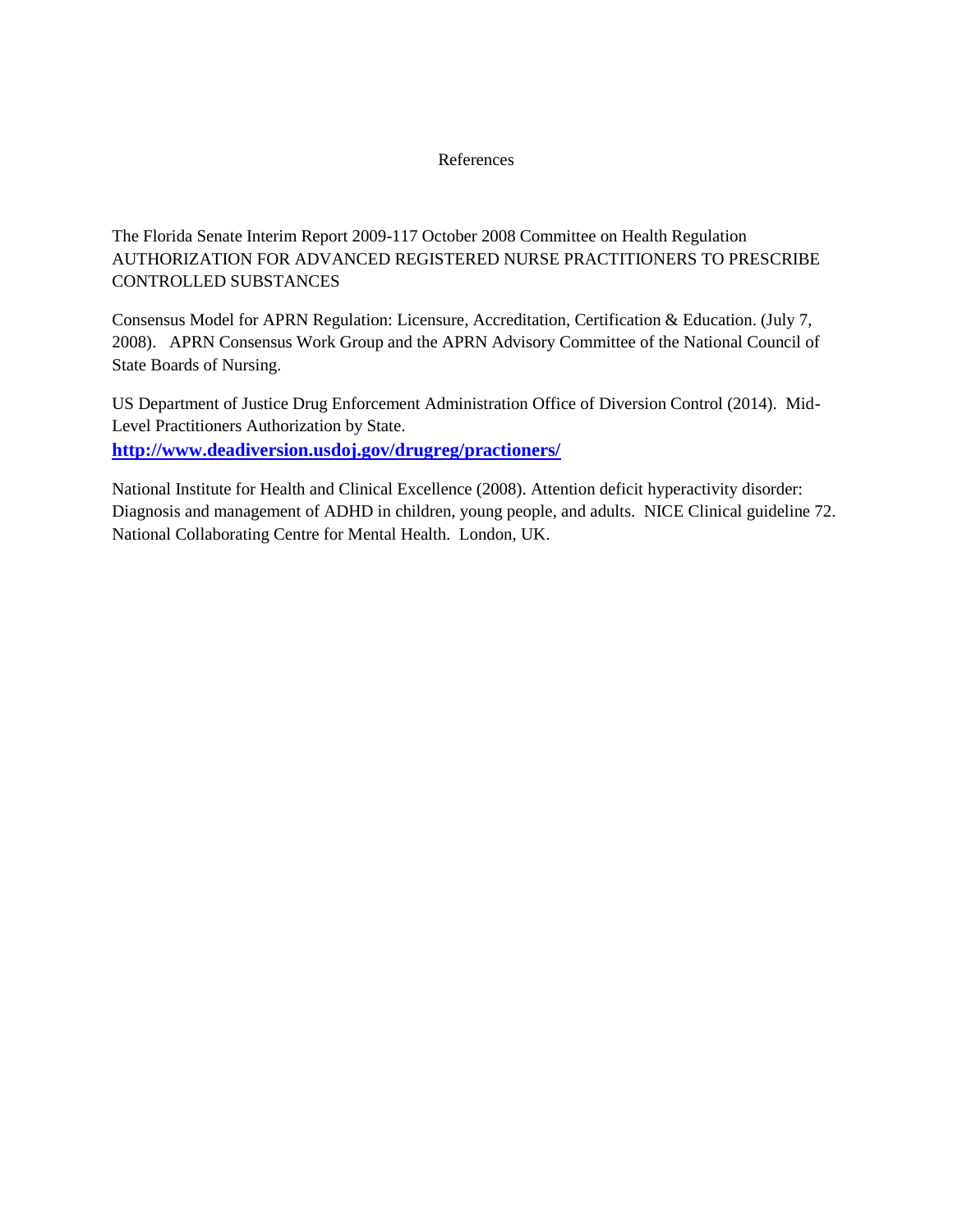# References

The Florida Senate Interim Report 2009-117 October 2008 Committee on Health Regulation AUTHORIZATION FOR ADVANCED REGISTERED NURSE PRACTITIONERS TO PRESCRIBE CONTROLLED SUBSTANCES

Consensus Model for APRN Regulation: Licensure, Accreditation, Certification & Education. (July 7, 2008). APRN Consensus Work Group and the APRN Advisory Committee of the National Council of State Boards of Nursing.

US Department of Justice Drug Enforcement Administration Office of Diversion Control (2014). Mid-Level Practitioners Authorization by State. **http://www.deadiversion.usdoj.gov/drugreg/practioners/**

National Institute for Health and Clinical Excellence (2008). Attention deficit hyperactivity disorder: Diagnosis and management of ADHD in children, young people, and adults. NICE Clinical guideline 72. National Collaborating Centre for Mental Health. London, UK.